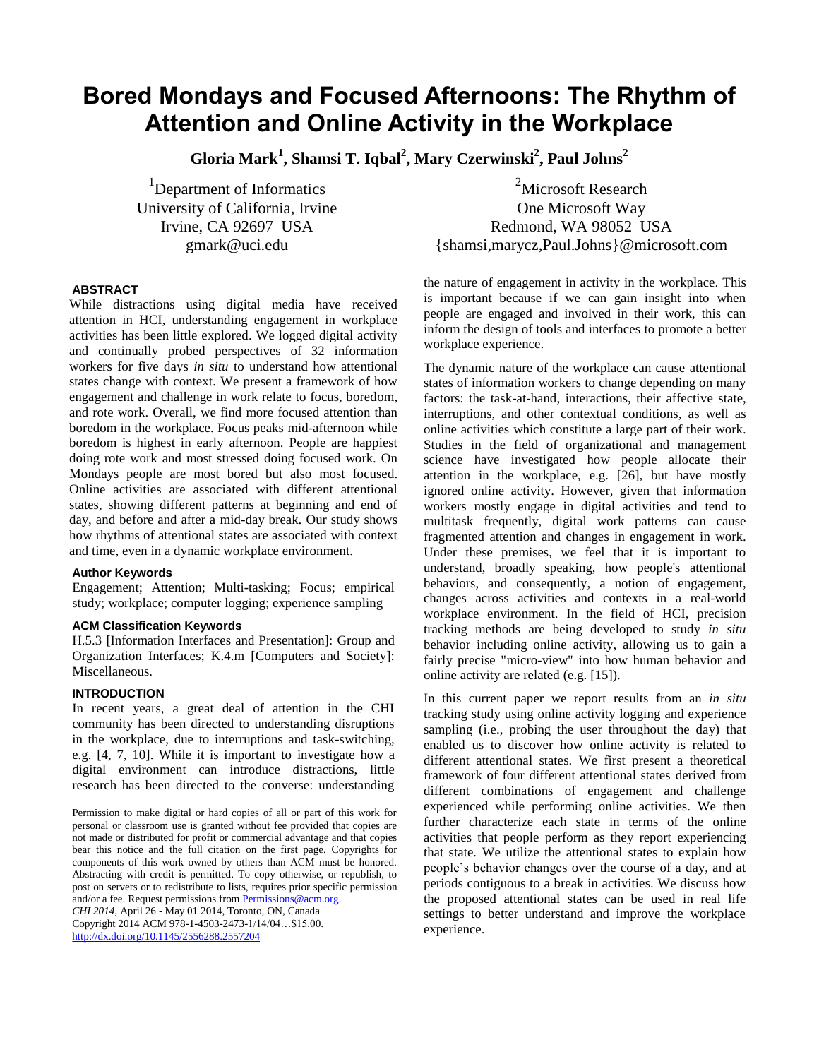# Bored Mondays and Focused Afternoons: The Rhythm of Attention and Online Activity in the Workplace

**Gloria Mark[1], Shamsi T. Iqbal[2], Mary Czerwinski[2], Paul Johns[2]**

[1]Department of Informatics
University of California, Irvine
Irvine, CA 92697 USA
gmark@uci.edu

[2]Microsoft Research
One Microsoft Way
Redmond, WA 98052 USA
{shamsi,marycz,Paul.Johns}@microsoft.com

## ABSTRACT

While distractions using digital media have received attention in HCI, understanding engagement in workplace activities has been little explored. We logged digital activity and continually probed perspectives of 32 information workers for five days *in situ* to understand how attentional states change with context. We present a framework of how engagement and challenge in work relate to focus, boredom, and rote work. Overall, we find more focused attention than boredom in the workplace. Focus peaks mid-afternoon while boredom is highest in early afternoon. People are happiest doing rote work and most stressed doing focused work. On Mondays people are most bored but also most focused. Online activities are associated with different attentional states, showing different patterns at beginning and end of day, and before and after a mid-day break. Our study shows how rhythms of attentional states are associated with context and time, even in a dynamic workplace environment.

### Author Keywords

Engagement; Attention; Multi-tasking; Focus; empirical study; workplace; computer logging; experience sampling

### ACM Classification Keywords

H.5.3 [Information Interfaces and Presentation]: Group and Organization Interfaces; K.4.m [Computers and Society]: Miscellaneous.

## INTRODUCTION

In recent years, a great deal of attention in the CHI community has been directed to understanding disruptions in the workplace, due to interruptions and task-switching, e.g. [4, 7, 10]. While it is important to investigate how a digital environment can introduce distractions, little research has been directed to the converse: understanding the nature of engagement in activity in the workplace. This is important because if we can gain insight into when people are engaged and involved in their work, this can inform the design of tools and interfaces to promote a better workplace experience.

The dynamic nature of the workplace can cause attentional states of information workers to change depending on many factors: the task-at-hand, interactions, their affective state, interruptions, and other contextual conditions, as well as online activities which constitute a large part of their work. Studies in the field of organizational and management science have investigated how people allocate their attention in the workplace, e.g. [26], but have mostly ignored online activity. However, given that information workers mostly engage in digital activities and tend to multitask frequently, digital work patterns can cause fragmented attention and changes in engagement in work. Under these premises, we feel that it is important to understand, broadly speaking, how people's attentional behaviors, and consequently, a notion of engagement, changes across activities and contexts in a real-world workplace environment. In the field of HCI, precision tracking methods are being developed to study *in situ* behavior including online activity, allowing us to gain a fairly precise "micro-view" into how human behavior and online activity are related (e.g. [15]).

In this current paper we report results from an *in situ* tracking study using online activity logging and experience sampling (i.e., probing the user throughout the day) that enabled us to discover how online activity is related to different attentional states. We first present a theoretical framework of four different attentional states derived from different combinations of engagement and challenge experienced while performing online activities. We then further characterize each state in terms of the online activities that people perform as they report experiencing that state. We utilize the attentional states to explain how people's behavior changes over the course of a day, and at periods contiguous to a break in activities. We discuss how the proposed attentional states can be used in real life settings to better understand and improve the workplace experience.

Permission to make digital or hard copies of all or part of this work for personal or classroom use is granted without fee provided that copies are not made or distributed for profit or commercial advantage and that copies bear this notice and the full citation on the first page. Copyrights for components of this work owned by others than ACM must be honored. Abstracting with credit is permitted. To copy otherwise, or republish, to post on servers or to redistribute to lists, requires prior specific permission and/or a fee. Request permissions from Permissions@acm.org.
*CHI 2014*, April 26 - May 01 2014, Toronto, ON, Canada
Copyright 2014 ACM 978-1-4503-2473-1/14/04…$15.00.
http://dx.doi.org/10.1145/2556288.2557204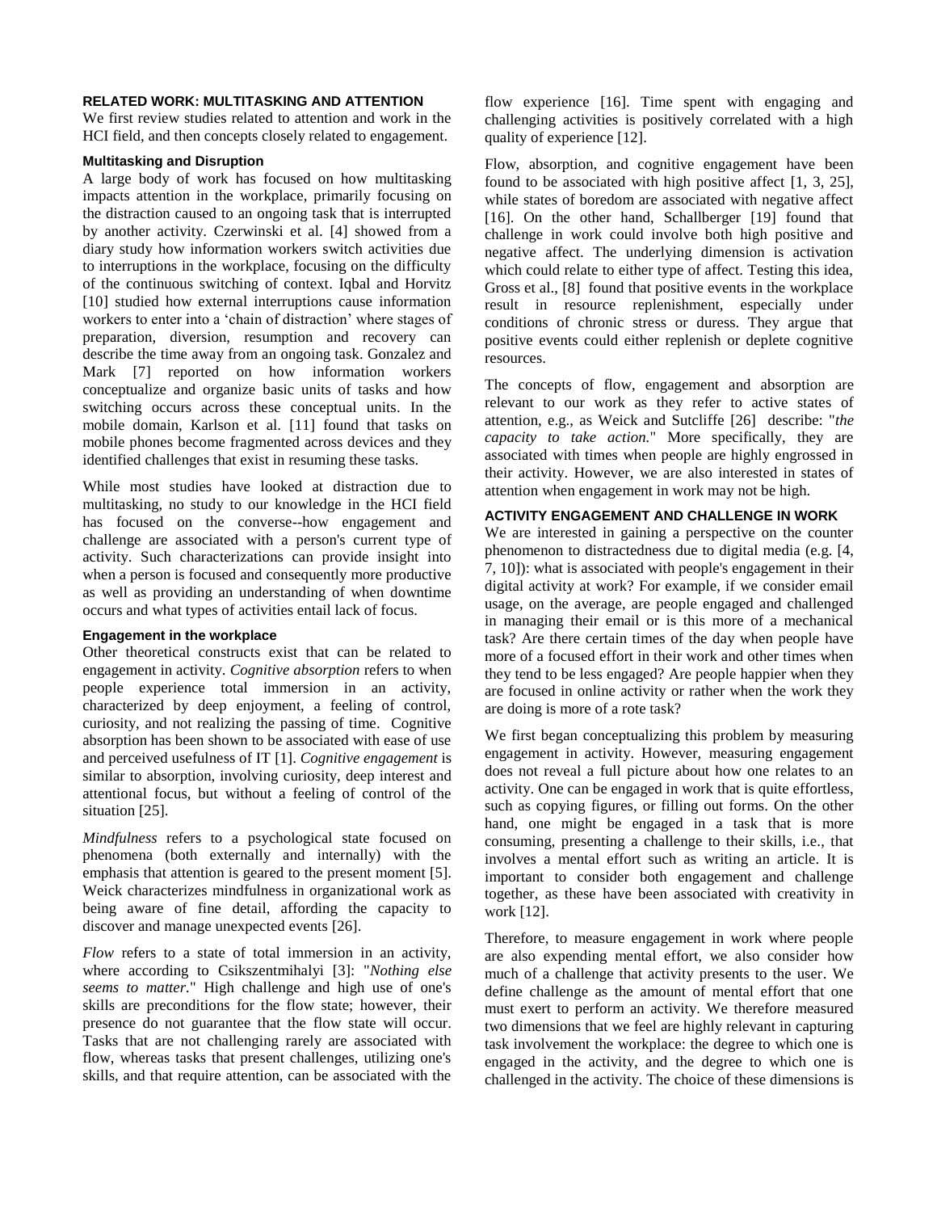## RELATED WORK: MULTITASKING AND ATTENTION

We first review studies related to attention and work in the HCI field, and then concepts closely related to engagement.

### Multitasking and Disruption

A large body of work has focused on how multitasking impacts attention in the workplace, primarily focusing on the distraction caused to an ongoing task that is interrupted by another activity. Czerwinski et al. [4] showed from a diary study how information workers switch activities due to interruptions in the workplace, focusing on the difficulty of the continuous switching of context. Iqbal and Horvitz [10] studied how external interruptions cause information workers to enter into a 'chain of distraction' where stages of preparation, diversion, resumption and recovery can describe the time away from an ongoing task. Gonzalez and Mark [7] reported on how information workers conceptualize and organize basic units of tasks and how switching occurs across these conceptual units. In the mobile domain, Karlson et al. [11] found that tasks on mobile phones become fragmented across devices and they identified challenges that exist in resuming these tasks.

While most studies have looked at distraction due to multitasking, no study to our knowledge in the HCI field has focused on the converse--how engagement and challenge are associated with a person's current type of activity. Such characterizations can provide insight into when a person is focused and consequently more productive as well as providing an understanding of when downtime occurs and what types of activities entail lack of focus.

### Engagement in the workplace

Other theoretical constructs exist that can be related to engagement in activity. *Cognitive absorption* refers to when people experience total immersion in an activity, characterized by deep enjoyment, a feeling of control, curiosity, and not realizing the passing of time. Cognitive absorption has been shown to be associated with ease of use and perceived usefulness of IT [1]. *Cognitive engagement* is similar to absorption, involving curiosity, deep interest and attentional focus, but without a feeling of control of the situation [25].

*Mindfulness* refers to a psychological state focused on phenomena (both externally and internally) with the emphasis that attention is geared to the present moment [5]. Weick characterizes mindfulness in organizational work as being aware of fine detail, affording the capacity to discover and manage unexpected events [26].

*Flow* refers to a state of total immersion in an activity, where according to Csikszentmihalyi [3]: "*Nothing else seems to matter.*" High challenge and high use of one's skills are preconditions for the flow state; however, their presence do not guarantee that the flow state will occur. Tasks that are not challenging rarely are associated with flow, whereas tasks that present challenges, utilizing one's skills, and that require attention, can be associated with the flow experience [16]. Time spent with engaging and challenging activities is positively correlated with a high quality of experience [12].

Flow, absorption, and cognitive engagement have been found to be associated with high positive affect [1, 3, 25], while states of boredom are associated with negative affect [16]. On the other hand, Schallberger [19] found that challenge in work could involve both high positive and negative affect. The underlying dimension is activation which could relate to either type of affect. Testing this idea, Gross et al., [8] found that positive events in the workplace result in resource replenishment, especially under conditions of chronic stress or duress. They argue that positive events could either replenish or deplete cognitive resources.

The concepts of flow, engagement and absorption are relevant to our work as they refer to active states of attention, e.g., as Weick and Sutcliffe [26] describe: "*the capacity to take action.*" More specifically, they are associated with times when people are highly engrossed in their activity. However, we are also interested in states of attention when engagement in work may not be high.

## ACTIVITY ENGAGEMENT AND CHALLENGE IN WORK

We are interested in gaining a perspective on the counter phenomenon to distractedness due to digital media (e.g. [4, 7, 10]): what is associated with people's engagement in their digital activity at work? For example, if we consider email usage, on the average, are people engaged and challenged in managing their email or is this more of a mechanical task? Are there certain times of the day when people have more of a focused effort in their work and other times when they tend to be less engaged? Are people happier when they are focused in online activity or rather when the work they are doing is more of a rote task?

We first began conceptualizing this problem by measuring engagement in activity. However, measuring engagement does not reveal a full picture about how one relates to an activity. One can be engaged in work that is quite effortless, such as copying figures, or filling out forms. On the other hand, one might be engaged in a task that is more consuming, presenting a challenge to their skills, i.e., that involves a mental effort such as writing an article. It is important to consider both engagement and challenge together, as these have been associated with creativity in work [12].

Therefore, to measure engagement in work where people are also expending mental effort, we also consider how much of a challenge that activity presents to the user. We define challenge as the amount of mental effort that one must exert to perform an activity. We therefore measured two dimensions that we feel are highly relevant in capturing task involvement the workplace: the degree to which one is engaged in the activity, and the degree to which one is challenged in the activity. The choice of these dimensions is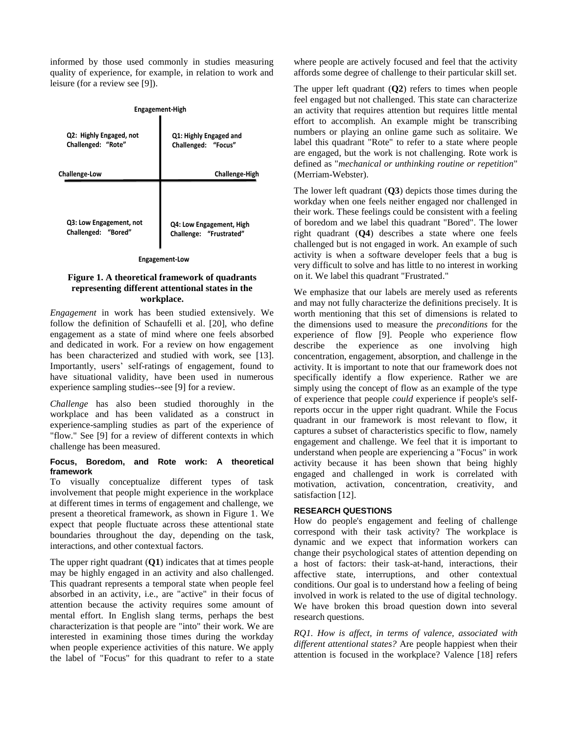informed by those used commonly in studies measuring quality of experience, for example, in relation to work and leisure (for a review see [9]).

Engagement-High

Q2: Highly Engaged, not Challenged: "Rote"

Q1: Highly Engaged and Challenged: "Focus"

Challenge-Low

Challenge-High

Q3: Low Engagement, not Challenged: "Bored"

Q4: Low Engagement, High Challenge: "Frustrated"

Engagement-Low

**Figure 1. A theoretical framework of quadrants representing different attentional states in the workplace.**

*Engagement* in work has been studied extensively. We follow the definition of Schaufelli et al. [20], who define engagement as a state of mind where one feels absorbed and dedicated in work. For a review on how engagement has been characterized and studied with work, see [13]. Importantly, users' self-ratings of engagement, found to have situational validity, have been used in numerous experience sampling studies--see [9] for a review.

*Challenge* has also been studied thoroughly in the workplace and has been validated as a construct in experience-sampling studies as part of the experience of "flow." See [9] for a review of different contexts in which challenge has been measured.

### Focus, Boredom, and Rote work: A theoretical framework

To visually conceptualize different types of task involvement that people might experience in the workplace at different times in terms of engagement and challenge, we present a theoretical framework, as shown in Figure 1. We expect that people fluctuate across these attentional state boundaries throughout the day, depending on the task, interactions, and other contextual factors.

The upper right quadrant (**Q1**) indicates that at times people may be highly engaged in an activity and also challenged. This quadrant represents a temporal state when people feel absorbed in an activity, i.e., are "active" in their focus of attention because the activity requires some amount of mental effort. In English slang terms, perhaps the best characterization is that people are "into" their work. We are interested in examining those times during the workday when people experience activities of this nature. We apply the label of "Focus" for this quadrant to refer to a state where people are actively focused and feel that the activity affords some degree of challenge to their particular skill set.

The upper left quadrant (**Q2**) refers to times when people feel engaged but not challenged. This state can characterize an activity that requires attention but requires little mental effort to accomplish. An example might be transcribing numbers or playing an online game such as solitaire. We label this quadrant "Rote" to refer to a state where people are engaged, but the work is not challenging. Rote work is defined as "*mechanical or unthinking routine or repetition*" (Merriam-Webster).

The lower left quadrant (**Q3**) depicts those times during the workday when one feels neither engaged nor challenged in their work. These feelings could be consistent with a feeling of boredom and we label this quadrant "Bored". The lower right quadrant (**Q4**) describes a state where one feels challenged but is not engaged in work. An example of such activity is when a software developer feels that a bug is very difficult to solve and has little to no interest in working on it. We label this quadrant "Frustrated."

We emphasize that our labels are merely used as referents and may not fully characterize the definitions precisely. It is worth mentioning that this set of dimensions is related to the dimensions used to measure the *preconditions* for the experience of flow [9]. People who experience flow describe the experience as one involving high concentration, engagement, absorption, and challenge in the activity. It is important to note that our framework does not specifically identify a flow experience. Rather we are simply using the concept of flow as an example of the type of experience that people *could* experience if people's self-reports occur in the upper right quadrant. While the Focus quadrant in our framework is most relevant to flow, it captures a subset of characteristics specific to flow, namely engagement and challenge. We feel that it is important to understand when people are experiencing a "Focus" in work activity because it has been shown that being highly engaged and challenged in work is correlated with motivation, activation, concentration, creativity, and satisfaction [12].

## RESEARCH QUESTIONS

How do people's engagement and feeling of challenge correspond with their task activity? The workplace is dynamic and we expect that information workers can change their psychological states of attention depending on a host of factors: their task-at-hand, interactions, their affective state, interruptions, and other contextual conditions. Our goal is to understand how a feeling of being involved in work is related to the use of digital technology. We have broken this broad question down into several research questions.

*RQ1. How is affect, in terms of valence, associated with different attentional states?* Are people happiest when their attention is focused in the workplace? Valence [18] refers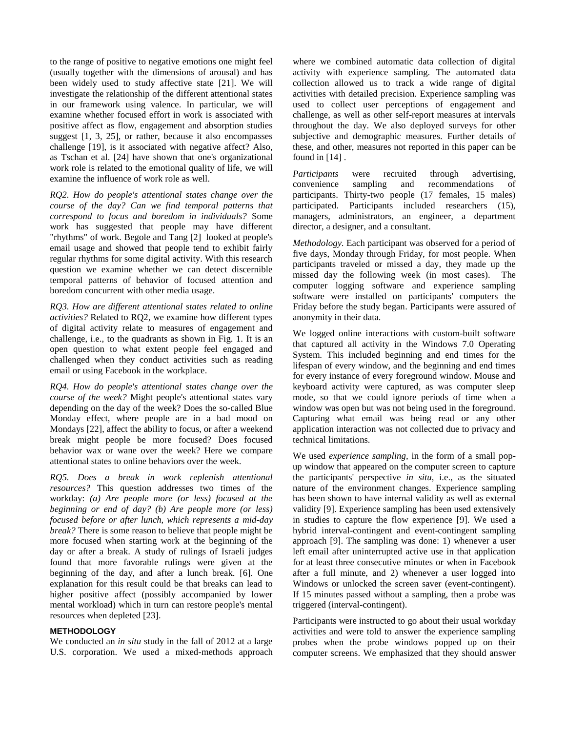to the range of positive to negative emotions one might feel (usually together with the dimensions of arousal) and has been widely used to study affective state [21]. We will investigate the relationship of the different attentional states in our framework using valence. In particular, we will examine whether focused effort in work is associated with positive affect as flow, engagement and absorption studies suggest [1, 3, 25], or rather, because it also encompasses challenge [19], is it associated with negative affect? Also, as Tschan et al. [24] have shown that one's organizational work role is related to the emotional quality of life, we will examine the influence of work role as well.

*RQ2. How do people's attentional states change over the course of the day? Can we find temporal patterns that correspond to focus and boredom in individuals?* Some work has suggested that people may have different "rhythms" of work. Begole and Tang [2] looked at people's email usage and showed that people tend to exhibit fairly regular rhythms for some digital activity. With this research question we examine whether we can detect discernible temporal patterns of behavior of focused attention and boredom concurrent with other media usage.

*RQ3. How are different attentional states related to online activities?* Related to RQ2, we examine how different types of digital activity relate to measures of engagement and challenge, i.e., to the quadrants as shown in Fig. 1. It is an open question to what extent people feel engaged and challenged when they conduct activities such as reading email or using Facebook in the workplace.

*RQ4. How do people's attentional states change over the course of the week?* Might people's attentional states vary depending on the day of the week? Does the so-called Blue Monday effect, where people are in a bad mood on Mondays [22], affect the ability to focus, or after a weekend break might people be more focused? Does focused behavior wax or wane over the week? Here we compare attentional states to online behaviors over the week.

*RQ5. Does a break in work replenish attentional resources?* This question addresses two times of the workday: *(a) Are people more (or less) focused at the beginning or end of day? (b) Are people more (or less) focused before or after lunch, which represents a mid-day break?* There is some reason to believe that people might be more focused when starting work at the beginning of the day or after a break. A study of rulings of Israeli judges found that more favorable rulings were given at the beginning of the day, and after a lunch break. [6]. One explanation for this result could be that breaks can lead to higher positive affect (possibly accompanied by lower mental workload) which in turn can restore people's mental resources when depleted [23].

## METHODOLOGY

We conducted an *in situ* study in the fall of 2012 at a large U.S. corporation. We used a mixed-methods approach where we combined automatic data collection of digital activity with experience sampling. The automated data collection allowed us to track a wide range of digital activities with detailed precision. Experience sampling was used to collect user perceptions of engagement and challenge, as well as other self-report measures at intervals throughout the day. We also deployed surveys for other subjective and demographic measures. Further details of these, and other, measures not reported in this paper can be found in [14] .

*Participants* were recruited through advertising, convenience sampling and recommendations of participants. Thirty-two people (17 females, 15 males) participated. Participants included researchers (15), managers, administrators, an engineer, a department director, a designer, and a consultant.

*Methodology.* Each participant was observed for a period of five days, Monday through Friday, for most people. When participants traveled or missed a day, they made up the missed day the following week (in most cases). The computer logging software and experience sampling software were installed on participants' computers the Friday before the study began. Participants were assured of anonymity in their data.

We logged online interactions with custom-built software that captured all activity in the Windows 7.0 Operating System. This included beginning and end times for the lifespan of every window, and the beginning and end times for every instance of every foreground window. Mouse and keyboard activity were captured, as was computer sleep mode, so that we could ignore periods of time when a window was open but was not being used in the foreground. Capturing what email was being read or any other application interaction was not collected due to privacy and technical limitations.

We used *experience sampling*, in the form of a small pop-up window that appeared on the computer screen to capture the participants' perspective *in situ*, i.e., as the situated nature of the environment changes. Experience sampling has been shown to have internal validity as well as external validity [9]. Experience sampling has been used extensively in studies to capture the flow experience [9]. We used a hybrid interval-contingent and event-contingent sampling approach [9]. The sampling was done: 1) whenever a user left email after uninterrupted active use in that application for at least three consecutive minutes or when in Facebook after a full minute, and 2) whenever a user logged into Windows or unlocked the screen saver (event-contingent). If 15 minutes passed without a sampling, then a probe was triggered (interval-contingent).

Participants were instructed to go about their usual workday activities and were told to answer the experience sampling probes when the probe windows popped up on their computer screens. We emphasized that they should answer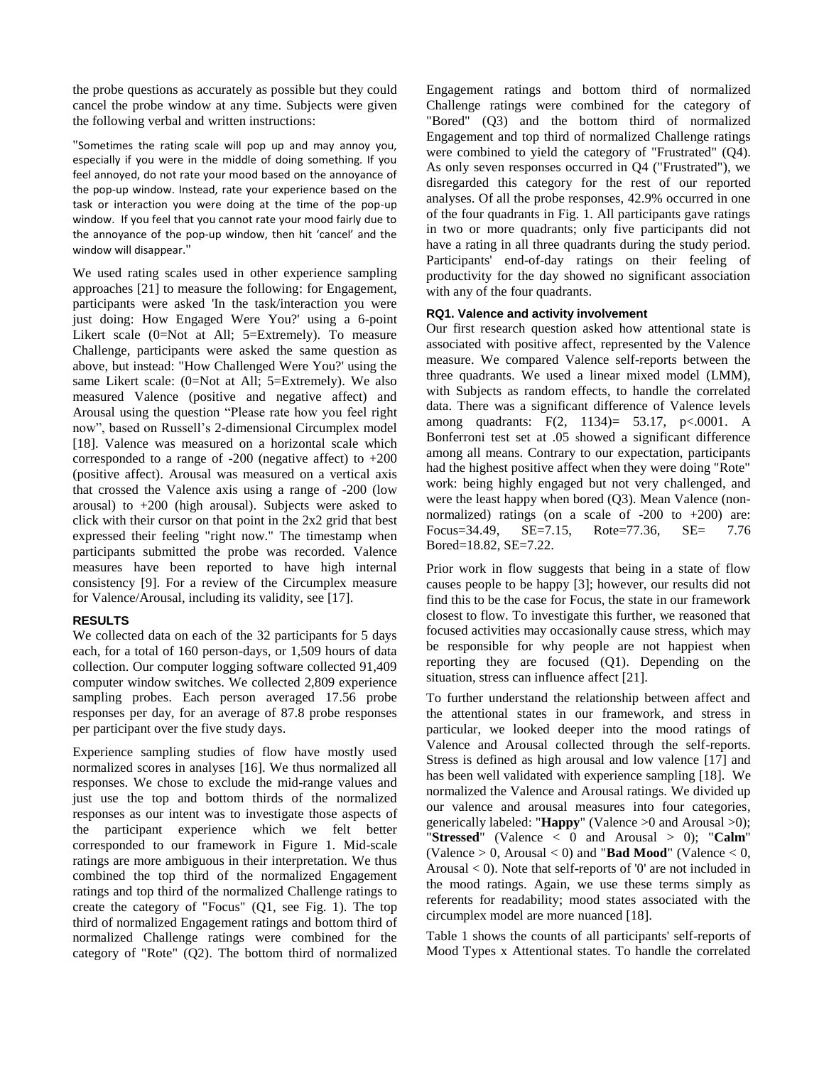the probe questions as accurately as possible but they could cancel the probe window at any time. Subjects were given the following verbal and written instructions:

"Sometimes the rating scale will pop up and may annoy you, especially if you were in the middle of doing something. If you feel annoyed, do not rate your mood based on the annoyance of the pop-up window. Instead, rate your experience based on the task or interaction you were doing at the time of the pop-up window. If you feel that you cannot rate your mood fairly due to the annoyance of the pop-up window, then hit 'cancel' and the window will disappear."

We used rating scales used in other experience sampling approaches [21] to measure the following: for Engagement, participants were asked 'In the task/interaction you were just doing: How Engaged Were You?' using a 6-point Likert scale (0=Not at All; 5=Extremely). To measure Challenge, participants were asked the same question as above, but instead: "How Challenged Were You?' using the same Likert scale: (0=Not at All; 5=Extremely). We also measured Valence (positive and negative affect) and Arousal using the question "Please rate how you feel right now", based on Russell's 2-dimensional Circumplex model [18]. Valence was measured on a horizontal scale which corresponded to a range of -200 (negative affect) to +200 (positive affect). Arousal was measured on a vertical axis that crossed the Valence axis using a range of -200 (low arousal) to +200 (high arousal). Subjects were asked to click with their cursor on that point in the 2x2 grid that best expressed their feeling "right now." The timestamp when participants submitted the probe was recorded. Valence measures have been reported to have high internal consistency [9]. For a review of the Circumplex measure for Valence/Arousal, including its validity, see [17].

### RESULTS

We collected data on each of the 32 participants for 5 days each, for a total of 160 person-days, or 1,509 hours of data collection. Our computer logging software collected 91,409 computer window switches. We collected 2,809 experience sampling probes. Each person averaged 17.56 probe responses per day, for an average of 87.8 probe responses per participant over the five study days.

Experience sampling studies of flow have mostly used normalized scores in analyses [16]. We thus normalized all responses. We chose to exclude the mid-range values and just use the top and bottom thirds of the normalized responses as our intent was to investigate those aspects of the participant experience which we felt better corresponded to our framework in Figure 1. Mid-scale ratings are more ambiguous in their interpretation. We thus combined the top third of the normalized Engagement ratings and top third of the normalized Challenge ratings to create the category of "Focus" (Q1, see Fig. 1). The top third of normalized Engagement ratings and bottom third of normalized Challenge ratings were combined for the category of "Rote" (Q2). The bottom third of normalized Engagement ratings and bottom third of normalized Challenge ratings were combined for the category of "Bored" (Q3) and the bottom third of normalized Engagement and top third of normalized Challenge ratings were combined to yield the category of "Frustrated" (Q4). As only seven responses occurred in Q4 ("Frustrated"), we disregarded this category for the rest of our reported analyses. Of all the probe responses, 42.9% occurred in one of the four quadrants in Fig. 1. All participants gave ratings in two or more quadrants; only five participants did not have a rating in all three quadrants during the study period. Participants' end-of-day ratings on their feeling of productivity for the day showed no significant association with any of the four quadrants.

#### RQ1. Valence and activity involvement

Our first research question asked how attentional state is associated with positive affect, represented by the Valence measure. We compared Valence self-reports between the three quadrants. We used a linear mixed model (LMM), with Subjects as random effects, to handle the correlated data. There was a significant difference of Valence levels among quadrants: $F(2, 1134)= 53.17$, $p<.0001$. A Bonferroni test set at .05 showed a significant difference among all means. Contrary to our expectation, participants had the highest positive affect when they were doing "Rote" work: being highly engaged but not very challenged, and were the least happy when bored (Q3). Mean Valence (non-normalized) ratings (on a scale of -200 to +200) are: Focus=34.49, SE=7.15, Rote=77.36, SE= 7.76 Bored=18.82, SE=7.22.

Prior work in flow suggests that being in a state of flow causes people to be happy [3]; however, our results did not find this to be the case for Focus, the state in our framework closest to flow. To investigate this further, we reasoned that focused activities may occasionally cause stress, which may be responsible for why people are not happiest when reporting they are focused (Q1). Depending on the situation, stress can influence affect [21].

To further understand the relationship between affect and the attentional states in our framework, and stress in particular, we looked deeper into the mood ratings of Valence and Arousal collected through the self-reports. Stress is defined as high arousal and low valence [17] and has been well validated with experience sampling [18]. We normalized the Valence and Arousal ratings. We divided up our valence and arousal measures into four categories, generically labeled: "**Happy**" (Valence >0 and Arousal >0); "**Stressed**" (Valence < 0 and Arousal > 0); "**Calm**" (Valence > 0, Arousal < 0) and "**Bad Mood**" (Valence < 0, Arousal < 0). Note that self-reports of '0' are not included in the mood ratings. Again, we use these terms simply as referents for readability; mood states associated with the circumplex model are more nuanced [18].

Table 1 shows the counts of all participants' self-reports of Mood Types x Attentional states. To handle the correlated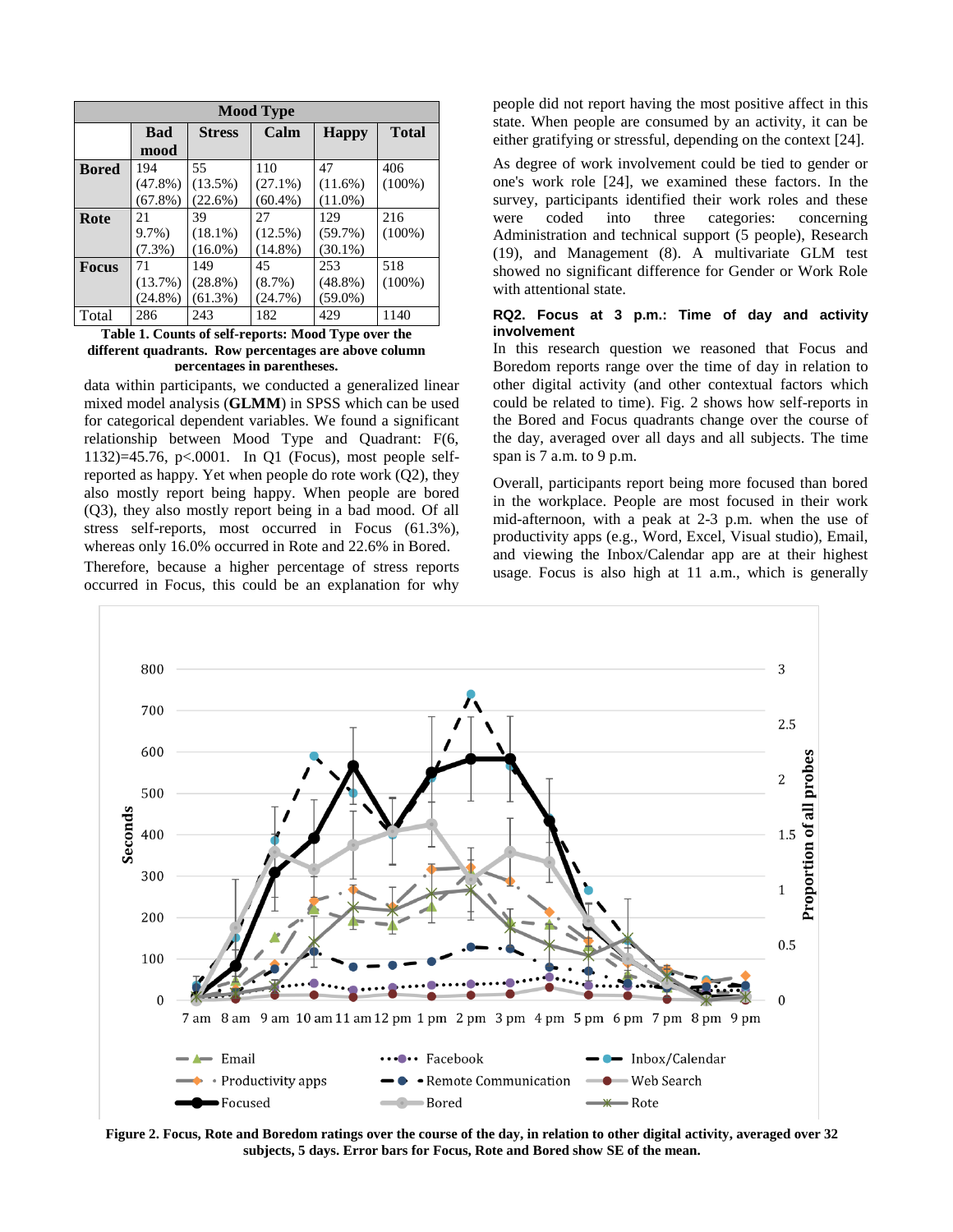| | Mood Type | | | | |
|---|---|---|---|---|---|
| | **Bad mood** | **Stress** | **Calm** | **Happy** | **Total** |
| **Bored** | 194 (47.8%) (67.8%) | 55 (13.5%) (22.6%) | 110 (27.1%) (60.4%) | 47 (11.6%) (11.0%) | 406 (100%) |
| **Rote** | 21 9.7%) (7.3%) | 39 (18.1%) (16.0%) | 27 (12.5%) (14.8%) | 129 (59.7%) (30.1%) | 216 (100%) |
| **Focus** | 71 (13.7%) (24.8%) | 149 (28.8%) (61.3%) | 45 (8.7%) (24.7%) | 253 (48.8%) (59.0%) | 518 (100%) |
| Total | 286 | 243 | 182 | 429 | 1140 |

**Table 1. Counts of self-reports: Mood Type over the different quadrants. Row percentages are above column percentages in parentheses.**

data within participants, we conducted a generalized linear mixed model analysis (**GLMM**) in SPSS which can be used for categorical dependent variables. We found a significant relationship between Mood Type and Quadrant: $F(6, 1132)=45.76$, $p<.0001$. In Q1 (Focus), most people self-reported as happy. Yet when people do rote work (Q2), they also mostly report being happy. When people are bored (Q3), they also mostly report being in a bad mood. Of all stress self-reports, most occurred in Focus (61.3%), whereas only 16.0% occurred in Rote and 22.6% in Bored.

Therefore, because a higher percentage of stress reports occurred in Focus, this could be an explanation for why people did not report having the most positive affect in this state. When people are consumed by an activity, it can be either gratifying or stressful, depending on the context [24].

As degree of work involvement could be tied to gender or one's work role [24], we examined these factors. In the survey, participants identified their work roles and these were coded into three categories: concerning Administration and technical support (5 people), Research (19), and Management (8). A multivariate GLM test showed no significant difference for Gender or Work Role with attentional state.

### RQ2. Focus at 3 p.m.: Time of day and activity involvement

In this research question we reasoned that Focus and Boredom reports range over the time of day in relation to other digital activity (and other contextual factors which could be related to time). Fig. 2 shows how self-reports in the Bored and Focus quadrants change over the course of the day, averaged over all days and all subjects. The time span is 7 a.m. to 9 p.m.

Overall, participants report being more focused than bored in the workplace. People are most focused in their work mid-afternoon, with a peak at 2-3 p.m. when the use of productivity apps (e.g., Word, Excel, Visual studio), Email, and viewing the Inbox/Calendar app are at their highest usage. Focus is also high at 11 a.m., which is generally

**Figure 2. Focus, Rote and Boredom ratings over the course of the day, in relation to other digital activity, averaged over 32 subjects, 5 days. Error bars for Focus, Rote and Bored show SE of the mean.**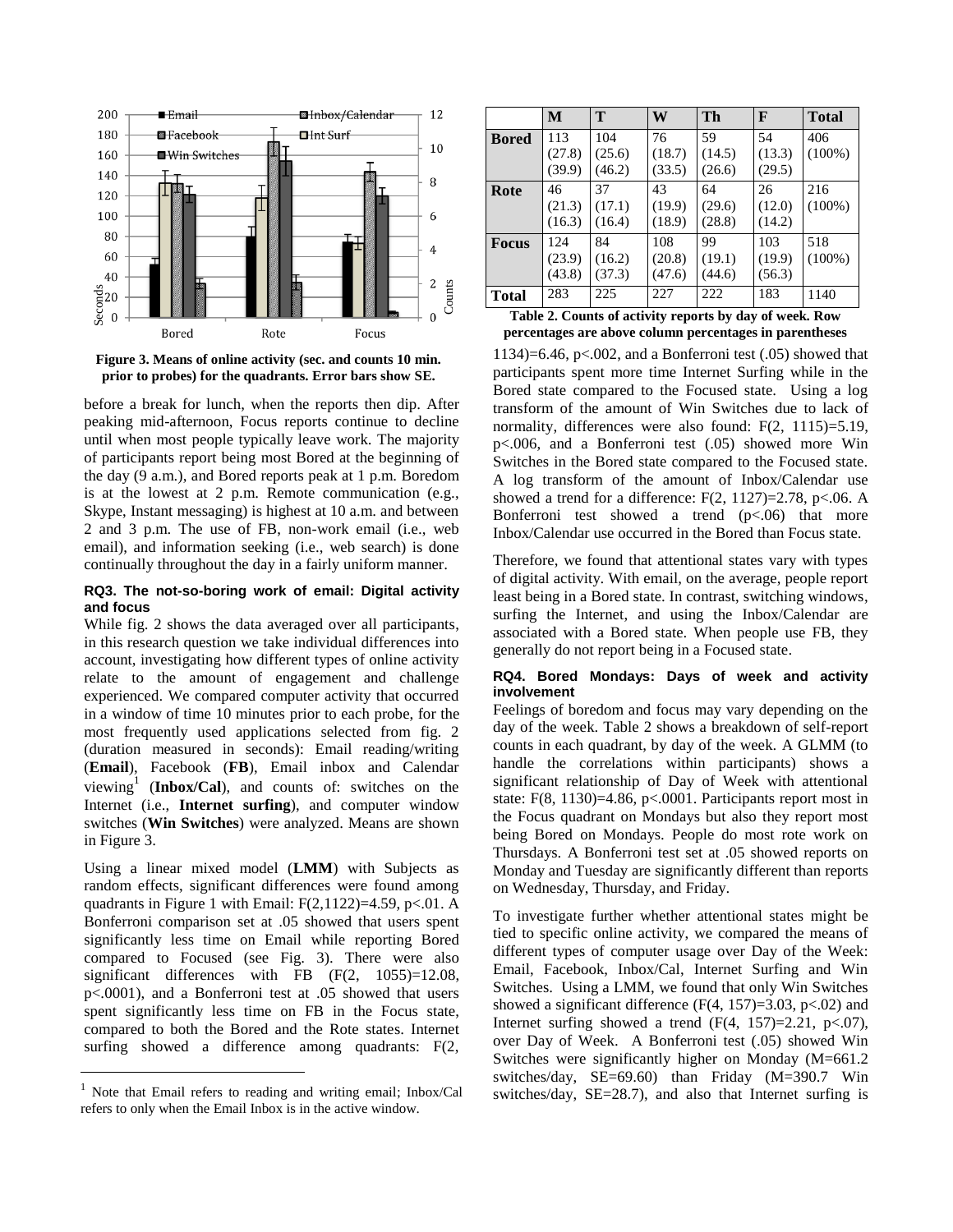Figure 3. Means of online activity (sec. and counts 10 min. prior to probes) for the quadrants. Error bars show SE.

before a break for lunch, when the reports then dip. After peaking mid-afternoon, Focus reports continue to decline until when most people typically leave work. The majority of participants report being most Bored at the beginning of the day (9 a.m.), and Bored reports peak at 1 p.m. Boredom is at the lowest at 2 p.m. Remote communication (e.g., Skype, Instant messaging) is highest at 10 a.m. and between 2 and 3 p.m. The use of FB, non-work email (i.e., web email), and information seeking (i.e., web search) is done continually throughout the day in a fairly uniform manner.

### RQ3. The not-so-boring work of email: Digital activity and focus

While fig. 2 shows the data averaged over all participants, in this research question we take individual differences into account, investigating how different types of online activity relate to the amount of engagement and challenge experienced. We compared computer activity that occurred in a window of time 10 minutes prior to each probe, for the most frequently used applications selected from fig. 2 (duration measured in seconds): Email reading/writing (**Email**), Facebook (**FB**), Email inbox and Calendar viewing[1] (**Inbox/Cal**), and counts of: switches on the Internet (i.e., **Internet surfing**), and computer window switches (**Win Switches**) were analyzed. Means are shown in Figure 3.

Using a linear mixed model (**LMM**) with Subjects as random effects, significant differences were found among quadrants in Figure 1 with Email: $F(2,1122)=4.59$, $p<.01$. A Bonferroni comparison set at .05 showed that users spent significantly less time on Email while reporting Bored compared to Focused (see Fig. 3). There were also significant differences with FB ($F(2, 1055)=12.08$, $p<.0001$), and a Bonferroni test at .05 showed that users spent significantly less time on FB in the Focus state, compared to both the Bored and the Rote states. Internet surfing showed a difference among quadrants: $F(2, 1134)=6.46$, $p<.002$, and a Bonferroni test (.05) showed that participants spent more time Internet Surfing while in the Bored state compared to the Focused state. Using a log transform of the amount of Win Switches due to lack of normality, differences were also found: $F(2, 1115)=5.19$, $p<.006$, and a Bonferroni test (.05) showed more Win Switches in the Bored state compared to the Focused state. A log transform of the amount of Inbox/Calendar use showed a trend for a difference: $F(2, 1127)=2.78$, $p<.06$. A Bonferroni test showed a trend ($p<.06$) that more Inbox/Calendar use occurred in the Bored than Focus state.

Therefore, we found that attentional states vary with types of digital activity. With email, on the average, people report least being in a Bored state. In contrast, switching windows, surfing the Internet, and using the Inbox/Calendar are associated with a Bored state. When people use FB, they generally do not report being in a Focused state.

[1] Note that Email refers to reading and writing email; Inbox/Cal refers to only when the Email Inbox is in the active window.

| | M | T | W | Th | F | Total |
|---|---|---|---|---|---|---|
| **Bored** | 113 (27.8) (39.9) | 104 (25.6) (46.2) | 76 (18.7) (33.5) | 59 (14.5) (26.6) | 54 (13.3) (29.5) | 406 (100%) |
| **Rote** | 46 (21.3) (16.3) | 37 (17.1) (16.4) | 43 (19.9) (18.9) | 64 (29.6) (28.8) | 26 (12.0) (14.2) | 216 (100%) |
| **Focus** | 124 (23.9) (43.8) | 84 (16.2) (37.3) | 108 (20.8) (47.6) | 99 (19.1) (44.6) | 103 (19.9) (56.3) | 518 (100%) |
| **Total** | 283 | 225 | 227 | 222 | 183 | 1140 |

**Table 2. Counts of activity reports by day of week. Row percentages are above column percentages in parentheses**

### RQ4. Bored Mondays: Days of week and activity involvement

Feelings of boredom and focus may vary depending on the day of the week. Table 2 shows a breakdown of self-report counts in each quadrant, by day of the week. A GLMM (to handle the correlations within participants) shows a significant relationship of Day of Week with attentional state: $F(8, 1130)=4.86$, $p<.0001$. Participants report most in the Focus quadrant on Mondays but also they report most being Bored on Mondays. People do most rote work on Thursdays. A Bonferroni test set at .05 showed reports on Monday and Tuesday are significantly different than reports on Wednesday, Thursday, and Friday.

To investigate further whether attentional states might be tied to specific online activity, we compared the means of different types of computer usage over Day of the Week: Email, Facebook, Inbox/Cal, Internet Surfing and Win Switches. Using a LMM, we found that only Win Switches showed a significant difference ($F(4, 157)=3.03$, $p<.02$) and Internet surfing showed a trend ($F(4, 157)=2.21$, $p<.07$), over Day of Week. A Bonferroni test (.05) showed Win Switches were significantly higher on Monday (M=661.2 switches/day, SE=69.60) than Friday (M=390.7 Win switches/day, SE=28.7), and also that Internet surfing is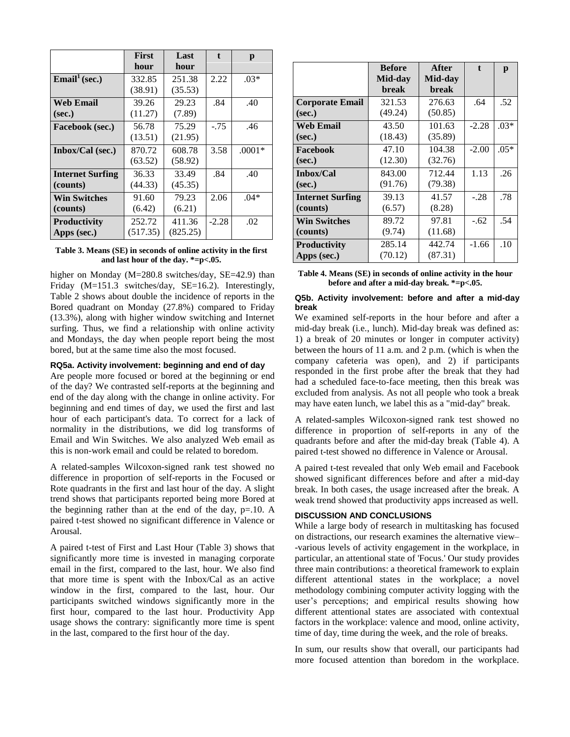| | First hour | Last hour | t | p |
|---|---|---|---|---|
| **Email[1] (sec.)** | 332.85 (38.91) | 251.38 (35.53) | 2.22 | .03* |
| **Web Email (sec.)** | 39.26 (11.27) | 29.23 (7.89) | .84 | .40 |
| **Facebook (sec.)** | 56.78 (13.51) | 75.29 (21.95) | -.75 | .46 |
| **Inbox/Cal (sec.)** | 870.72 (63.52) | 608.78 (58.92) | 3.58 | .0001* |
| **Internet Surfing (counts)** | 36.33 (44.33) | 33.49 (45.35) | .84 | .40 |
| **Win Switches (counts)** | 91.60 (6.42) | 79.23 (6.21) | 2.06 | .04* |
| **Productivity Apps (sec.)** | 252.72 (517.35) | 411.36 (825.25) | -2.28 | .02 |

**Table 3. Means (SE) in seconds of online activity in the first and last hour of the day. *=p<.05.**

higher on Monday (M=280.8 switches/day, SE=42.9) than Friday (M=151.3 switches/day, SE=16.2). Interestingly, Table 2 shows about double the incidence of reports in the Bored quadrant on Monday (27.8%) compared to Friday (13.3%), along with higher window switching and Internet surfing. Thus, we find a relationship with online activity and Mondays, the day when people report being the most bored, but at the same time also the most focused.

### RQ5a. Activity involvement: beginning and end of day

Are people more focused or bored at the beginning or end of the day? We contrasted self-reports at the beginning and end of the day along with the change in online activity. For beginning and end times of day, we used the first and last hour of each participant's data. To correct for a lack of normality in the distributions, we did log transforms of Email and Win Switches. We also analyzed Web email as this is non-work email and could be related to boredom.

A related-samples Wilcoxon-signed rank test showed no difference in proportion of self-reports in the Focused or Rote quadrants in the first and last hour of the day. A slight trend shows that participants reported being more Bored at the beginning rather than at the end of the day, p=.10. A paired t-test showed no significant difference in Valence or Arousal.

A paired t-test of First and Last Hour (Table 3) shows that significantly more time is invested in managing corporate email in the first, compared to the last, hour. We also find that more time is spent with the Inbox/Cal as an active window in the first, compared to the last, hour. Our participants switched windows significantly more in the first hour, compared to the last hour. Productivity App usage shows the contrary: significantly more time is spent in the last, compared to the first hour of the day.

| | Before Mid-day break | After Mid-day break | t | p |
|---|---|---|---|---|
| **Corporate Email (sec.)** | 321.53 (49.24) | 276.63 (50.85) | .64 | .52 |
| **Web Email (sec.)** | 43.50 (18.43) | 101.63 (35.89) | -2.28 | .03* |
| **Facebook (sec.)** | 47.10 (12.30) | 104.38 (32.76) | -2.00 | .05* |
| **Inbox/Cal (sec.)** | 843.00 (91.76) | 712.44 (79.38) | 1.13 | .26 |
| **Internet Surfing (counts)** | 39.13 (6.57) | 41.57 (8.28) | -.28 | .78 |
| **Win Switches (counts)** | 89.72 (9.74) | 97.81 (11.68) | -.62 | .54 |
| **Productivity Apps (sec.)** | 285.14 (70.12) | 442.74 (87.31) | -1.66 | .10 |

**Table 4. Means (SE) in seconds of online activity in the hour before and after a mid-day break. *=p<.05.**

### Q5b. Activity involvement: before and after a mid-day break

We examined self-reports in the hour before and after a mid-day break (i.e., lunch). Mid-day break was defined as: 1) a break of 20 minutes or longer in computer activity) between the hours of 11 a.m. and 2 p.m. (which is when the company cafeteria was open), and 2) if participants responded in the first probe after the break that they had had a scheduled face-to-face meeting, then this break was excluded from analysis. As not all people who took a break may have eaten lunch, we label this as a "mid-day" break.

A related-samples Wilcoxon-signed rank test showed no difference in proportion of self-reports in any of the quadrants before and after the mid-day break (Table 4). A paired t-test showed no difference in Valence or Arousal.

A paired t-test revealed that only Web email and Facebook showed significant differences before and after a mid-day break. In both cases, the usage increased after the break. A weak trend showed that productivity apps increased as well.

## DISCUSSION AND CONCLUSIONS

While a large body of research in multitasking has focused on distractions, our research examines the alternative view––various levels of activity engagement in the workplace, in particular, an attentional state of 'Focus.' Our study provides three main contributions: a theoretical framework to explain different attentional states in the workplace; a novel methodology combining computer activity logging with the user's perceptions; and empirical results showing how different attentional states are associated with contextual factors in the workplace: valence and mood, online activity, time of day, time during the week, and the role of breaks.

In sum, our results show that overall, our participants had more focused attention than boredom in the workplace.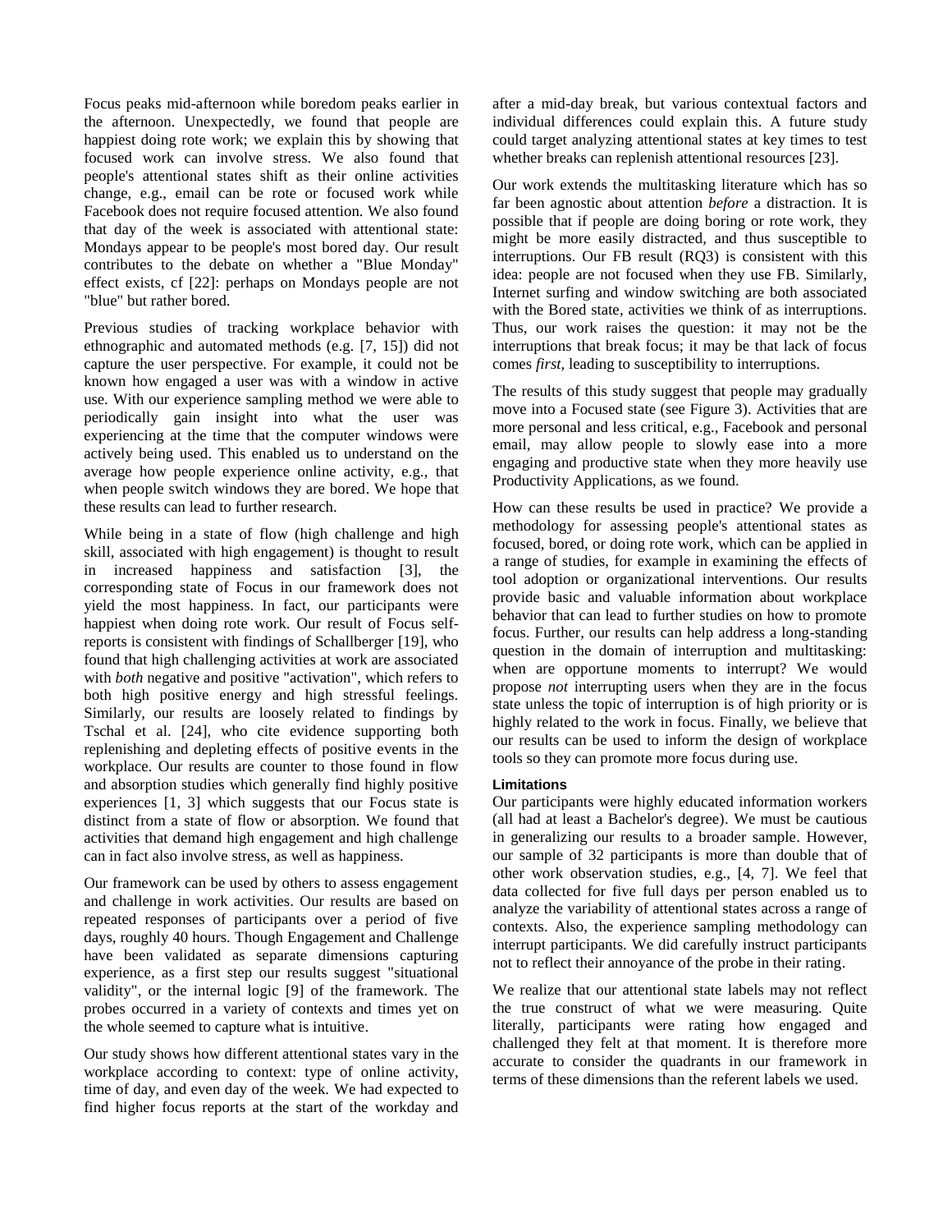Focus peaks mid-afternoon while boredom peaks earlier in the afternoon. Unexpectedly, we found that people are happiest doing rote work; we explain this by showing that focused work can involve stress. We also found that people's attentional states shift as their online activities change, e.g., email can be rote or focused work while Facebook does not require focused attention. We also found that day of the week is associated with attentional state: Mondays appear to be people's most bored day. Our result contributes to the debate on whether a "Blue Monday" effect exists, cf [22]: perhaps on Mondays people are not "blue" but rather bored.

Previous studies of tracking workplace behavior with ethnographic and automated methods (e.g. [7, 15]) did not capture the user perspective. For example, it could not be known how engaged a user was with a window in active use. With our experience sampling method we were able to periodically gain insight into what the user was experiencing at the time that the computer windows were actively being used. This enabled us to understand on the average how people experience online activity, e.g., that when people switch windows they are bored. We hope that these results can lead to further research.

While being in a state of flow (high challenge and high skill, associated with high engagement) is thought to result in increased happiness and satisfaction [3], the corresponding state of Focus in our framework does not yield the most happiness. In fact, our participants were happiest when doing rote work. Our result of Focus self-reports is consistent with findings of Schallberger [19], who found that high challenging activities at work are associated with *both* negative and positive "activation", which refers to both high positive energy and high stressful feelings. Similarly, our results are loosely related to findings by Tschal et al. [24], who cite evidence supporting both replenishing and depleting effects of positive events in the workplace. Our results are counter to those found in flow and absorption studies which generally find highly positive experiences [1, 3] which suggests that our Focus state is distinct from a state of flow or absorption. We found that activities that demand high engagement and high challenge can in fact also involve stress, as well as happiness.

Our framework can be used by others to assess engagement and challenge in work activities. Our results are based on repeated responses of participants over a period of five days, roughly 40 hours. Though Engagement and Challenge have been validated as separate dimensions capturing experience, as a first step our results suggest "situational validity", or the internal logic [9] of the framework. The probes occurred in a variety of contexts and times yet on the whole seemed to capture what is intuitive.

Our study shows how different attentional states vary in the workplace according to context: type of online activity, time of day, and even day of the week. We had expected to find higher focus reports at the start of the workday and after a mid-day break, but various contextual factors and individual differences could explain this. A future study could target analyzing attentional states at key times to test whether breaks can replenish attentional resources [23].

Our work extends the multitasking literature which has so far been agnostic about attention *before* a distraction. It is possible that if people are doing boring or rote work, they might be more easily distracted, and thus susceptible to interruptions. Our FB result (RQ3) is consistent with this idea: people are not focused when they use FB. Similarly, Internet surfing and window switching are both associated with the Bored state, activities we think of as interruptions. Thus, our work raises the question: it may not be the interruptions that break focus; it may be that lack of focus comes *first*, leading to susceptibility to interruptions.

The results of this study suggest that people may gradually move into a Focused state (see Figure 3). Activities that are more personal and less critical, e.g., Facebook and personal email, may allow people to slowly ease into a more engaging and productive state when they more heavily use Productivity Applications, as we found.

How can these results be used in practice? We provide a methodology for assessing people's attentional states as focused, bored, or doing rote work, which can be applied in a range of studies, for example in examining the effects of tool adoption or organizational interventions. Our results provide basic and valuable information about workplace behavior that can lead to further studies on how to promote focus. Further, our results can help address a long-standing question in the domain of interruption and multitasking: when are opportune moments to interrupt? We would propose *not* interrupting users when they are in the focus state unless the topic of interruption is of high priority or is highly related to the work in focus. Finally, we believe that our results can be used to inform the design of workplace tools so they can promote more focus during use.

### Limitations

Our participants were highly educated information workers (all had at least a Bachelor's degree). We must be cautious in generalizing our results to a broader sample. However, our sample of 32 participants is more than double that of other work observation studies, e.g., [4, 7]. We feel that data collected for five full days per person enabled us to analyze the variability of attentional states across a range of contexts. Also, the experience sampling methodology can interrupt participants. We did carefully instruct participants not to reflect their annoyance of the probe in their rating.

We realize that our attentional state labels may not reflect the true construct of what we were measuring. Quite literally, participants were rating how engaged and challenged they felt at that moment. It is therefore more accurate to consider the quadrants in our framework in terms of these dimensions than the referent labels we used.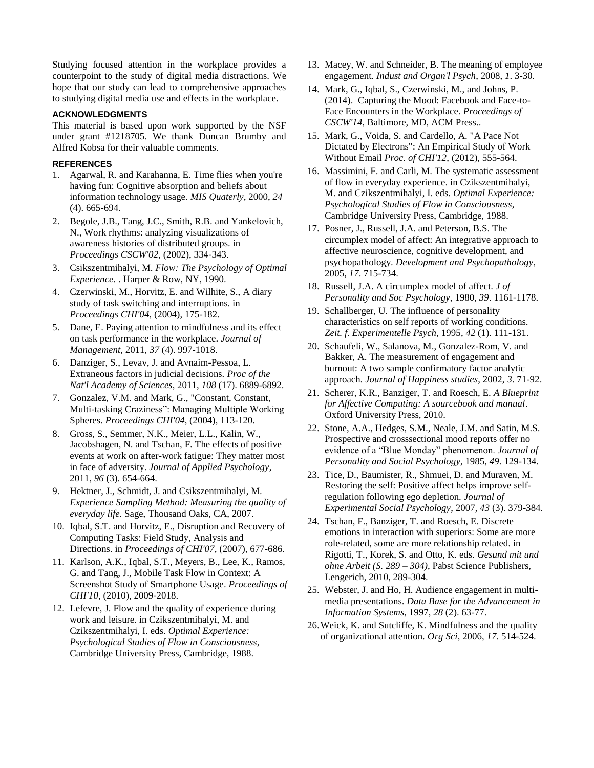Studying focused attention in the workplace provides a counterpoint to the study of digital media distractions. We hope that our study can lead to comprehensive approaches to studying digital media use and effects in the workplace.

### ACKNOWLEDGMENTS

This material is based upon work supported by the NSF under grant #1218705. We thank Duncan Brumby and Alfred Kobsa for their valuable comments.

### REFERENCES

1. Agarwal, R. and Karahanna, E. Time flies when you're having fun: Cognitive absorption and beliefs about information technology usage. *MIS Quaterly*, 2000, *24* (4). 665-694.
2. Begole, J.B., Tang, J.C., Smith, R.B. and Yankelovich, N., Work rhythms: analyzing visualizations of awareness histories of distributed groups. in *Proceedings CSCW'02*, (2002), 334-343.
3. Csikszentmihalyi, M. *Flow: The Psychology of Optimal Experience.* . Harper & Row, NY, 1990.
4. Czerwinski, M., Horvitz, E. and Wilhite, S., A diary study of task switching and interruptions. in *Proceedings CHI'04*, (2004), 175-182.
5. Dane, E. Paying attention to mindfulness and its effect on task performance in the workplace. *Journal of Management*, 2011, *37* (4). 997-1018.
6. Danziger, S., Levav, J. and Avnaim-Pessoa, L. Extraneous factors in judicial decisions. *Proc of the Nat'l Academy of Sciences*, 2011, *108* (17). 6889-6892.
7. Gonzalez, V.M. and Mark, G., "Constant, Constant, Multi-tasking Craziness": Managing Multiple Working Spheres. *Proceedings CHI'04*, (2004), 113-120.
8. Gross, S., Semmer, N.K., Meier, L.L., Kalin, W., Jacobshagen, N. and Tschan, F. The effects of positive events at work on after-work fatigue: They matter most in face of adversity. *Journal of Applied Psychology*, 2011, *96* (3). 654-664.
9. Hektner, J., Schmidt, J. and Csikszentmihalyi, M. *Experience Sampling Method: Measuring the quality of everyday life*. Sage, Thousand Oaks, CA, 2007.
10. Iqbal, S.T. and Horvitz, E., Disruption and Recovery of Computing Tasks: Field Study, Analysis and Directions. in *Proceedings of CHI'07*, (2007), 677-686.
11. Karlson, A.K., Iqbal, S.T., Meyers, B., Lee, K., Ramos, G. and Tang, J., Mobile Task Flow in Context: A Screenshot Study of Smartphone Usage. *Proceedings of CHI'10*, (2010), 2009-2018.
12. Lefevre, J. Flow and the quality of experience during work and leisure. in Czikszentmihalyi, M. and Czikszentmihalyi, I. eds. *Optimal Experience: Psychological Studies of Flow in Consciousness*, Cambridge University Press, Cambridge, 1988.
13. Macey, W. and Schneider, B. The meaning of employee engagement. *Indust and Organ'l Psych*, 2008, *1*. 3-30.
14. Mark, G., Iqbal, S., Czerwinski, M., and Johns, P. (2014). Capturing the Mood: Facebook and Face-to-Face Encounters in the Workplace. *Proceedings of CSCW'14*, Baltimore, MD, ACM Press..
15. Mark, G., Voida, S. and Cardello, A. "A Pace Not Dictated by Electrons": An Empirical Study of Work Without Email *Proc. of CHI'12*, (2012), 555-564.
16. Massimini, F. and Carli, M. The systematic assessment of flow in everyday experience. in Czikszentmihalyi, M. and Czikszentmihalyi, I. eds. *Optimal Experience: Psychological Studies of Flow in Consciousness*, Cambridge University Press, Cambridge, 1988.
17. Posner, J., Russell, J.A. and Peterson, B.S. The circumplex model of affect: An integrative approach to affective neuroscience, cognitive development, and psychopathology. *Development and Psychopathology*, 2005, *17*. 715-734.
18. Russell, J.A. A circumplex model of affect. *J of Personality and Soc Psychology*, 1980, *39*. 1161-1178.
19. Schallberger, U. The influence of personality characteristics on self reports of working conditions. *Zeit. f. Experimentelle Psych*, 1995, *42* (1). 111-131.
20. Schaufeli, W., Salanova, M., Gonzalez-Rom, V. and Bakker, A. The measurement of engagement and burnout: A two sample confirmatory factor analytic approach. *Journal of Happiness studies*, 2002, *3*. 71-92.
21. Scherer, K.R., Banziger, T. and Roesch, E. *A Blueprint for Affective Computing: A sourcebook and manual*. Oxford University Press, 2010.
22. Stone, A.A., Hedges, S.M., Neale, J.M. and Satin, M.S. Prospective and crosssectional mood reports offer no evidence of a "Blue Monday" phenomenon. *Journal of Personality and Social Psychology*, 1985, *49*. 129-134.
23. Tice, D., Baumister, R., Shmuei, D. and Muraven, M. Restoring the self: Positive affect helps improve self-regulation following ego depletion. *Journal of Experimental Social Psychology*, 2007, *43* (3). 379-384.
24. Tschan, F., Banziger, T. and Roesch, E. Discrete emotions in interaction with superiors: Some are more role-related, some are more relationship related. in Rigotti, T., Korek, S. and Otto, K. eds. *Gesund mit und ohne Arbeit (S. 289 – 304)*, Pabst Science Publishers, Lengerich, 2010, 289-304.
25. Webster, J. and Ho, H. Audience engagement in multi-media presentations. *Data Base for the Advancement in Information Systems*, 1997, *28* (2). 63-77.
26. Weick, K. and Sutcliffe, K. Mindfulness and the quality of organizational attention. *Org Sci*, 2006, *17*. 514-524.